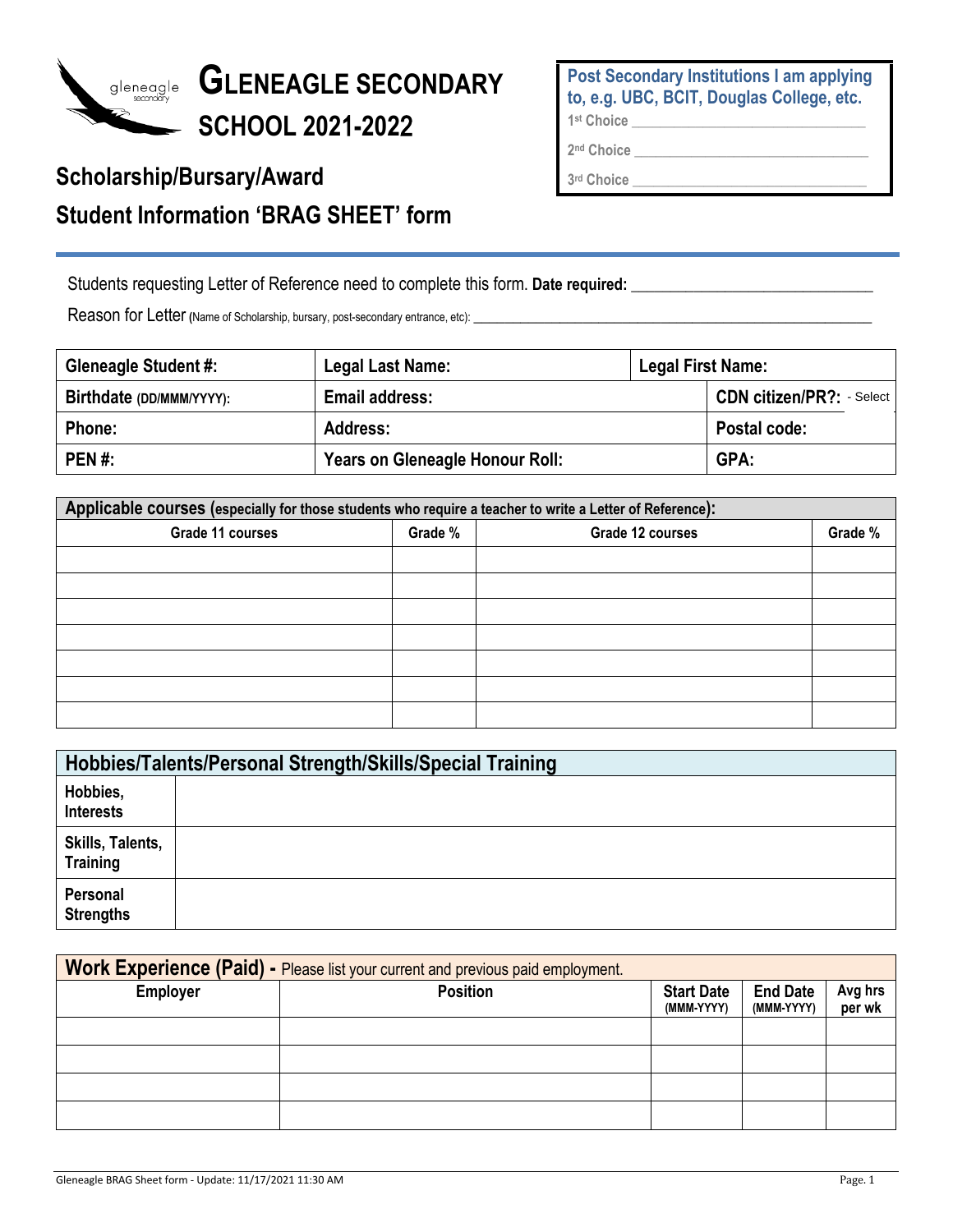# GLENEAGLE SECONDARY SCHOOL 2021-2022

## Scholarship/Bursary/Award Student Information 'BRAG SHEET' form

**Post Secondary Institutions I am applying to, e.g. UBC, BCIT, Douglas College, etc.**

1st Choice ______________________________

2nd Choice ______________________________

3rd Choice ______________________________

Students requesting Letter of Reference need to complete this form. **Date required:** ____________________________

Reason for Letter (Name of Scholarship, bursary, post-secondary entrance, etc): ______________________________________________________

| **Gleneagle Student #:** | **Legal Last Name:** | **Legal First Name:** |
|---|---|---|
| **Birthdate** (DD/MMM/YYYY): | **Email address:** | **CDN citizen/PR?:** - Select |
| **Phone:** | **Address:** | **Postal code:** |
| **PEN #:** | **Years on Gleneagle Honour Roll:** | **GPA:** |

**Applicable courses (especially for those students who require a teacher to write a Letter of Reference):**

| Grade 11 courses | Grade % | Grade 12 courses | Grade % |
|---|---|---|---|
| | | | |
| | | | |
| | | | |
| | | | |
| | | | |
| | | | |
| | | | |

**Hobbies/Talents/Personal Strength/Skills/Special Training**

| | |
|---|---|
| **Hobbies, Interests** | |
| **Skills, Talents, Training** | |
| **Personal Strengths** | |

**Work Experience (Paid) -** Please list your current and previous paid employment.

| Employer | Position | Start Date (MMM-YYYY) | End Date (MMM-YYYY) | Avg hrs per wk |
|---|---|---|---|---|
| | | | | |
| | | | | |
| | | | | |
| | | | | |

Gleneagle BRAG Sheet form - Update: 11/17/2021 11:30 AM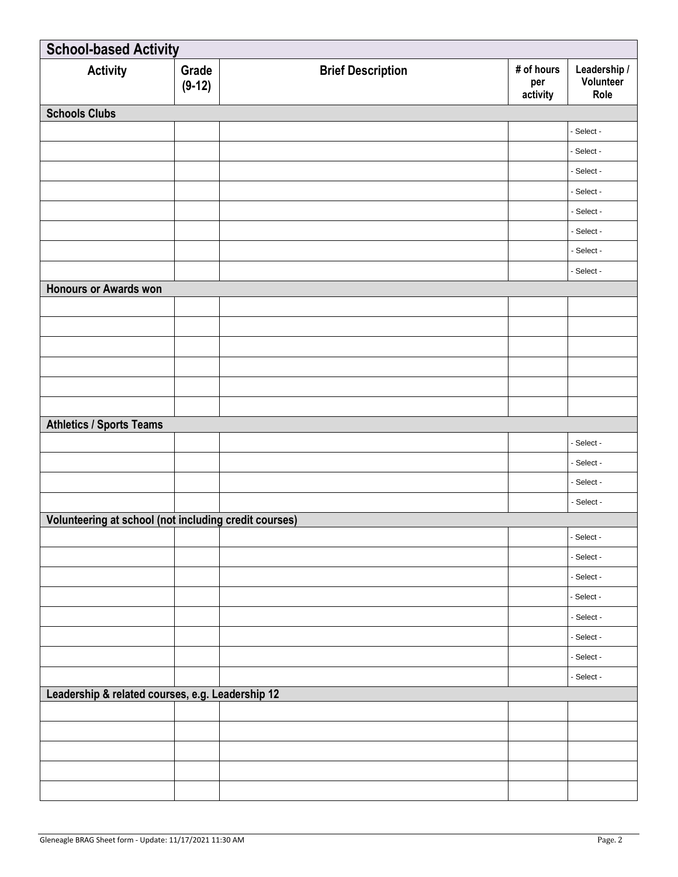| School-based Activity | | | | |
|---|---|---|---|---|
| **Activity** | **Grade (9-12)** | **Brief Description** | **# of hours per activity** | **Leadership / Volunteer Role** |
| **Schools Clubs** | | | | |
| | | | | - Select - |
| | | | | - Select - |
| | | | | - Select - |
| | | | | - Select - |
| | | | | - Select - |
| | | | | - Select - |
| | | | | - Select - |
| | | | | - Select - |
| **Honours or Awards won** | | | | |
| | | | | |
| | | | | |
| | | | | |
| | | | | |
| | | | | |
| | | | | |
| **Athletics / Sports Teams** | | | | |
| | | | | - Select - |
| | | | | - Select - |
| | | | | - Select - |
| | | | | - Select - |
| **Volunteering at school (not including credit courses)** | | | | |
| | | | | - Select - |
| | | | | - Select - |
| | | | | - Select - |
| | | | | - Select - |
| | | | | - Select - |
| | | | | - Select - |
| | | | | - Select - |
| | | | | - Select - |
| **Leadership & related courses, e.g. Leadership 12** | | | | |
| | | | | |
| | | | | |
| | | | | |
| | | | | |
| | | | | |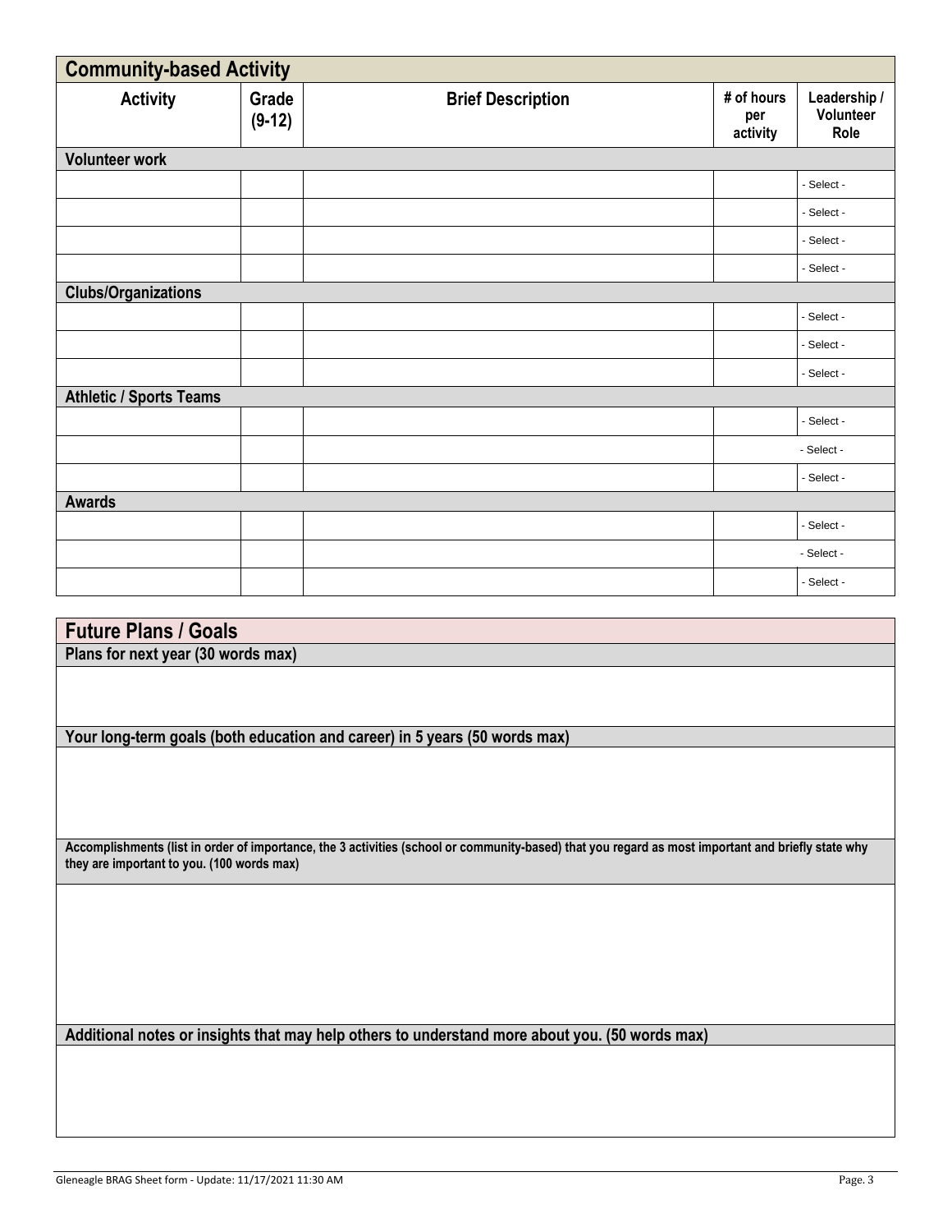## Community-based Activity

| Activity | Grade (9-12) | Brief Description | # of hours per activity | Leadership / Volunteer Role |
|---|---|---|---|---|
| **Volunteer work** | | | | |
| | | | | - Select - |
| | | | | - Select - |
| | | | | - Select - |
| | | | | - Select - |
| **Clubs/Organizations** | | | | |
| | | | | - Select - |
| | | | | - Select - |
| | | | | - Select - |
| **Athletic / Sports Teams** | | | | |
| | | | | - Select - |
| | | | | - Select - |
| | | | | - Select - |
| **Awards** | | | | |
| | | | | - Select - |
| | | | | - Select - |
| | | | | - Select - |

## Future Plans / Goals

**Plans for next year (30 words max)**

**Your long-term goals (both education and career) in 5 years (50 words max)**

**Accomplishments (list in order of importance, the 3 activities (school or community-based) that you regard as most important and briefly state why they are important to you. (100 words max)**

**Additional notes or insights that may help others to understand more about you. (50 words max)**